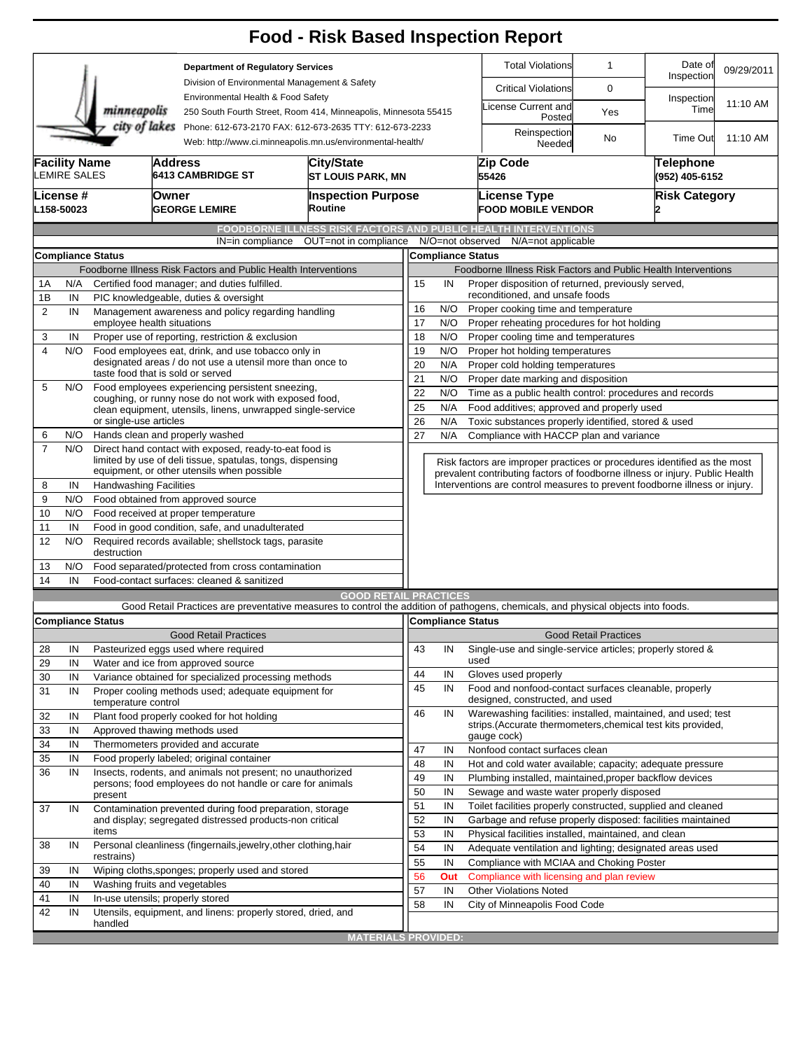# Food - Risk Based Inspection Report

**Department of Regulatory Services**
Division of Environmental Management & Safety
Environmental Health & Food Safety
250 South Fourth Street, Room 414, Minneapolis, Minnesota 55415
Phone: 612-673-2170 FAX: 612-673-2635 TTY: 612-673-2233
Web: http://www.ci.minneapolis.mn.us/environmental-health/

| Total Violations | 1 | Date of Inspection | 09/29/2011 |
|---|---|---|---|
| Critical Violations | 0 | Inspection Time | 11:10 AM |
| License Current and Posted | Yes | | |
| Reinspection Needed | No | Time Out | 11:10 AM |

| Facility Name | Address | City/State | Zip Code | Telephone |
|---|---|---|---|---|
| LEMIRE SALES | 6413 CAMBRIDGE ST | ST LOUIS PARK, MN | 55426 | (952) 405-6152 |

| License # | Owner | Inspection Purpose | License Type | Risk Category |
|---|---|---|---|---|
| L158-50023 | GEORGE LEMIRE | Routine | FOOD MOBILE VENDOR | 2 |

## FOODBORNE ILLNESS RISK FACTORS AND PUBLIC HEALTH INTERVENTIONS

IN=in compliance OUT=not in compliance N/O=not observed N/A=not applicable

**Compliance Status** — Foodborne Illness Risk Factors and Public Health Interventions

| # | Status | Item |
|---|---|---|
| 1A | N/A | Certified food manager; and duties fulfilled. |
| 1B | IN | PIC knowledgeable, duties & oversight |
| 2 | IN | Management awareness and policy regarding handling employee health situations |
| 3 | IN | Proper use of reporting, restriction & exclusion |
| 4 | N/O | Food employees eat, drink, and use tobacco only in designated areas / do not use a utensil more than once to taste food that is sold or served |
| 5 | N/O | Food employees experiencing persistent sneezing, coughing, or runny nose do not work with exposed food, clean equipment, utensils, linens, unwrapped single-service or single-use articles |
| 6 | N/O | Hands clean and properly washed |
| 7 | N/O | Direct hand contact with exposed, ready-to-eat food is limited by use of deli tissue, spatulas, tongs, dispensing equipment, or other utensils when possible |
| 8 | IN | Handwashing Facilities |
| 9 | N/O | Food obtained from approved source |
| 10 | N/O | Food received at proper temperature |
| 11 | IN | Food in good condition, safe, and unadulterated |
| 12 | N/O | Required records available; shellstock tags, parasite destruction |
| 13 | N/O | Food separated/protected from cross contamination |
| 14 | IN | Food-contact surfaces: cleaned & sanitized |
| 15 | IN | Proper disposition of returned, previously served, reconditioned, and unsafe foods |
| 16 | N/O | Proper cooking time and temperature |
| 17 | N/O | Proper reheating procedures for hot holding |
| 18 | N/O | Proper cooling time and temperatures |
| 19 | N/O | Proper hot holding temperatures |
| 20 | N/A | Proper cold holding temperatures |
| 21 | N/O | Proper date marking and disposition |
| 22 | N/O | Time as a public health control: procedures and records |
| 25 | N/A | Food additives; approved and properly used |
| 26 | N/A | Toxic substances properly identified, stored & used |
| 27 | N/A | Compliance with HACCP plan and variance |

Risk factors are improper practices or procedures identified as the most prevalent contributing factors of foodborne illness or injury. Public Health Interventions are control measures to prevent foodborne illness or injury.

## GOOD RETAIL PRACTICES

Good Retail Practices are preventative measures to control the addition of pathogens, chemicals, and physical objects into foods.

**Compliance Status** — Good Retail Practices

| # | Status | Item |
|---|---|---|
| 28 | IN | Pasteurized eggs used where required |
| 29 | IN | Water and ice from approved source |
| 30 | IN | Variance obtained for specialized processing methods |
| 31 | IN | Proper cooling methods used; adequate equipment for temperature control |
| 32 | IN | Plant food properly cooked for hot holding |
| 33 | IN | Approved thawing methods used |
| 34 | IN | Thermometers provided and accurate |
| 35 | IN | Food properly labeled; original container |
| 36 | IN | Insects, rodents, and animals not present; no unauthorized persons; food employees do not handle or care for animals present |
| 37 | IN | Contamination prevented during food preparation, storage and display; segregated distressed products-non critical items |
| 38 | IN | Personal cleanliness (fingernails,jewelry,other clothing,hair restrains) |
| 39 | IN | Wiping cloths,sponges; properly used and stored |
| 40 | IN | Washing fruits and vegetables |
| 41 | IN | In-use utensils; properly stored |
| 42 | IN | Utensils, equipment, and linens: properly stored, dried, and handled |
| 43 | IN | Single-use and single-service articles; properly stored & used |
| 44 | IN | Gloves used properly |
| 45 | IN | Food and nonfood-contact surfaces cleanable, properly designed, constructed, and used |
| 46 | IN | Warewashing facilities: installed, maintained, and used; test strips.(Accurate thermometers,chemical test kits provided, gauge cock) |
| 47 | IN | Nonfood contact surfaces clean |
| 48 | IN | Hot and cold water available; capacity; adequate pressure |
| 49 | IN | Plumbing installed, maintained,proper backflow devices |
| 50 | IN | Sewage and waste water properly disposed |
| 51 | IN | Toilet facilities properly constructed, supplied and cleaned |
| 52 | IN | Garbage and refuse properly disposed: facilities maintained |
| 53 | IN | Physical facilities installed, maintained, and clean |
| 54 | IN | Adequate ventilation and lighting; designated areas used |
| 55 | IN | Compliance with MCIAA and Choking Poster |
| 56 | Out | Compliance with licensing and plan review |
| 57 | IN | Other Violations Noted |
| 58 | IN | City of Minneapolis Food Code |

## MATERIALS PROVIDED: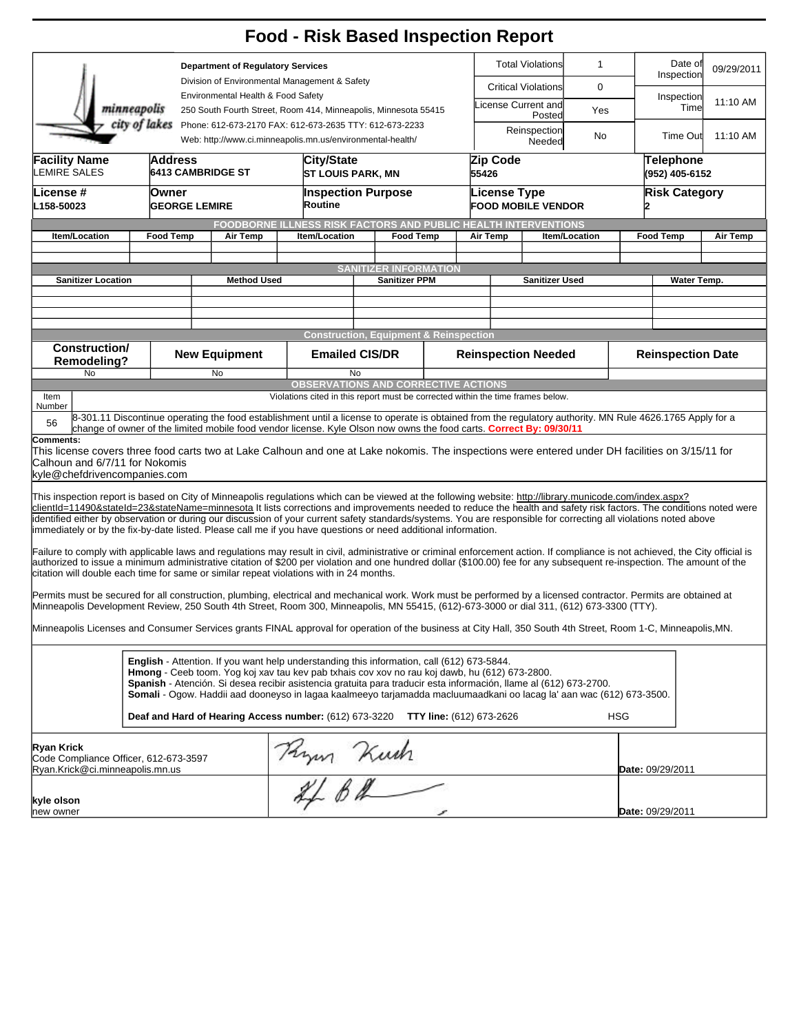# Food - Risk Based Inspection Report

minneapolis city of lakes

**Department of Regulatory Services**
Division of Environmental Management & Safety
Environmental Health & Food Safety
250 South Fourth Street, Room 414, Minneapolis, Minnesota 55415
Phone: 612-673-2170 FAX: 612-673-2635 TTY: 612-673-2233
Web: http://www.ci.minneapolis.mn.us/environmental-health/

| | | | |
|---|---|---|---|
| Total Violations | 1 | Date of Inspection | 09/29/2011 |
| Critical Violations | 0 | Inspection Time | 11:10 AM |
| License Current and Posted | Yes | | |
| Reinspection Needed | No | Time Out | 11:10 AM |

| Facility Name | Address | City/State | Zip Code | Telephone |
|---|---|---|---|---|
| LEMIRE SALES | 6413 CAMBRIDGE ST | ST LOUIS PARK, MN | 55426 | (952) 405-6152 |

| License # | Owner | Inspection Purpose | License Type | Risk Category |
|---|---|---|---|---|
| L158-50023 | GEORGE LEMIRE | Routine | FOOD MOBILE VENDOR | 2 |

**FOODBORNE ILLNESS RISK FACTORS AND PUBLIC HEALTH INTERVENTIONS**

| Item/Location | Food Temp | Air Temp | Item/Location | Food Temp | Air Temp | Item/Location | Food Temp | Air Temp |
|---|---|---|---|---|---|---|---|---|
| | | | | | | | | |

**SANITIZER INFORMATION**

| Sanitizer Location | Method Used | Sanitizer PPM | Sanitizer Used | Water Temp. |
|---|---|---|---|---|
| | | | | |

**Construction, Equipment & Reinspection**

| Construction/ Remodeling? | New Equipment | Emailed CIS/DR | Reinspection Needed | Reinspection Date |
|---|---|---|---|---|
| No | No | No | | |

**OBSERVATIONS AND CORRECTIVE ACTIONS**

| Item Number | Violations cited in this report must be corrected within the time frames below. |
|---|---|
| 56 | 8-301.11 Discontinue operating the food establishment until a license to operate is obtained from the regulatory authority. MN Rule 4626.1765 Apply for a change of owner of the limited mobile food vendor license. Kyle Olson now owns the food carts. **Correct By: 09/30/11** |

**Comments:**
This license covers three food carts two at Lake Calhoun and one at Lake nokomis. The inspections were entered under DH facilities on 3/15/11 for Calhoun and 6/7/11 for Nokomis
kyle@chefdrivencompanies.com

This inspection report is based on City of Minneapolis regulations which can be viewed at the following website: http://library.municode.com/index.aspx?clientId=11490&stateId=23&stateName=minnesota It lists corrections and improvements needed to reduce the health and safety risk factors. The conditions noted were identified either by observation or during our discussion of your current safety standards/systems. You are responsible for correcting all violations noted above immediately or by the fix-by-date listed. Please call me if you have questions or need additional information.

Failure to comply with applicable laws and regulations may result in civil, administrative or criminal enforcement action. If compliance is not achieved, the City official is authorized to issue a minimum administrative citation of $200 per violation and one hundred dollar ($100.00) fee for any subsequent re-inspection. The amount of the citation will double each time for same or similar repeat violations with in 24 months.

Permits must be secured for all construction, plumbing, electrical and mechanical work. Work must be performed by a licensed contractor. Permits are obtained at Minneapolis Development Review, 250 South 4th Street, Room 300, Minneapolis, MN 55415, (612)-673-3000 or dial 311, (612) 673-3300 (TTY).

Minneapolis Licenses and Consumer Services grants FINAL approval for operation of the business at City Hall, 350 South 4th Street, Room 1-C, Minneapolis,MN.

**English** - Attention. If you want help understanding this information, call (612) 673-5844.
**Hmong** - Ceeb toom. Yog koj xav tau kev pab txhais cov xov no rau koj dawb, hu (612) 673-2800.
**Spanish** - Atención. Si desea recibir asistencia gratuita para traducir esta información, llame al (612) 673-2700.
**Somali** - Ogow. Haddii aad dooneyso in lagaa kaalmeeyo tarjamadda macluumaadkani oo lacag la' aan wac (612) 673-3500.

**Deaf and Hard of Hearing Access number:** (612) 673-3220 **TTY line:** (612) 673-2626 HSG

**Ryan Krick**
Code Compliance Officer, 612-673-3597
Ryan.Krick@ci.minneapolis.mn.us
**Date:** 09/29/2011

**kyle olson**
new owner
**Date:** 09/29/2011